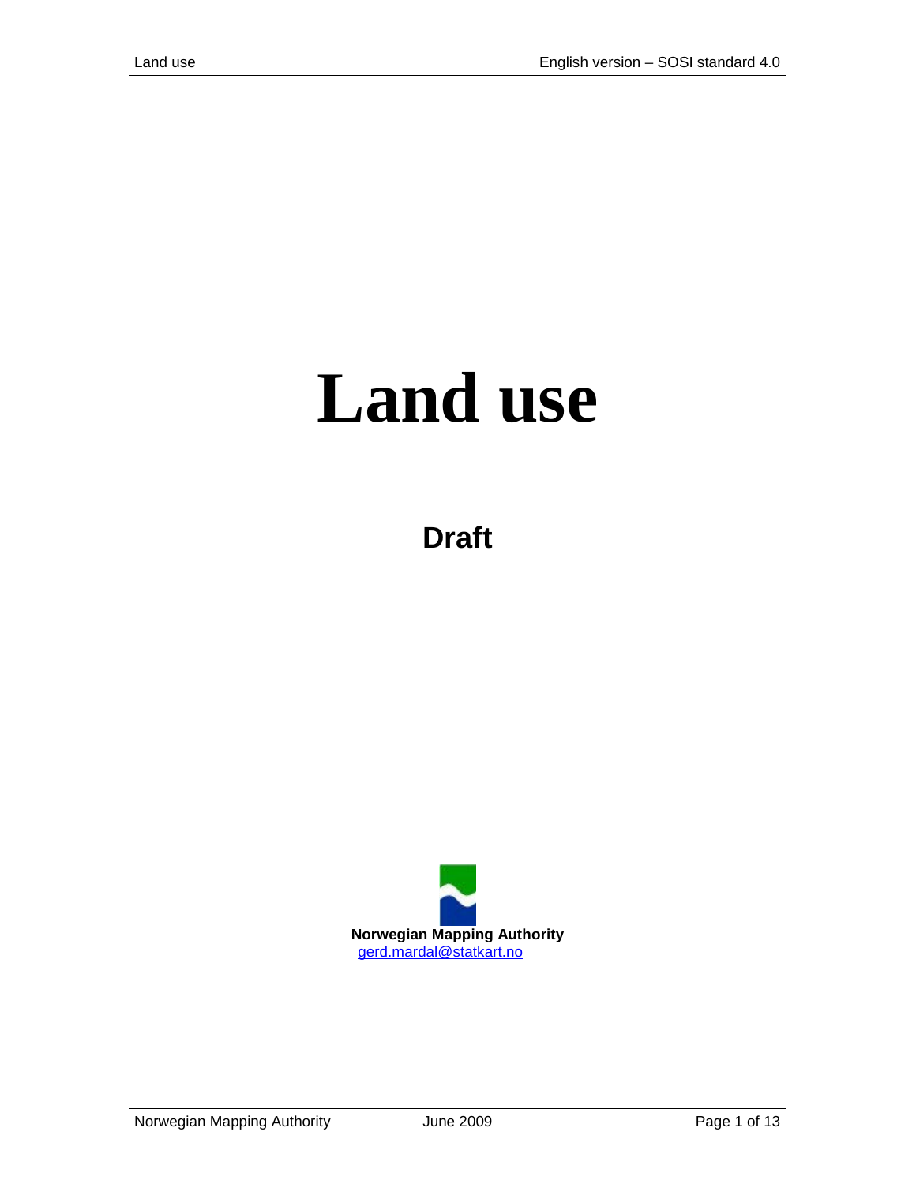# Land use

## Draft

**Norwegian Mapping Authority**

gerd.mardal@statkart.no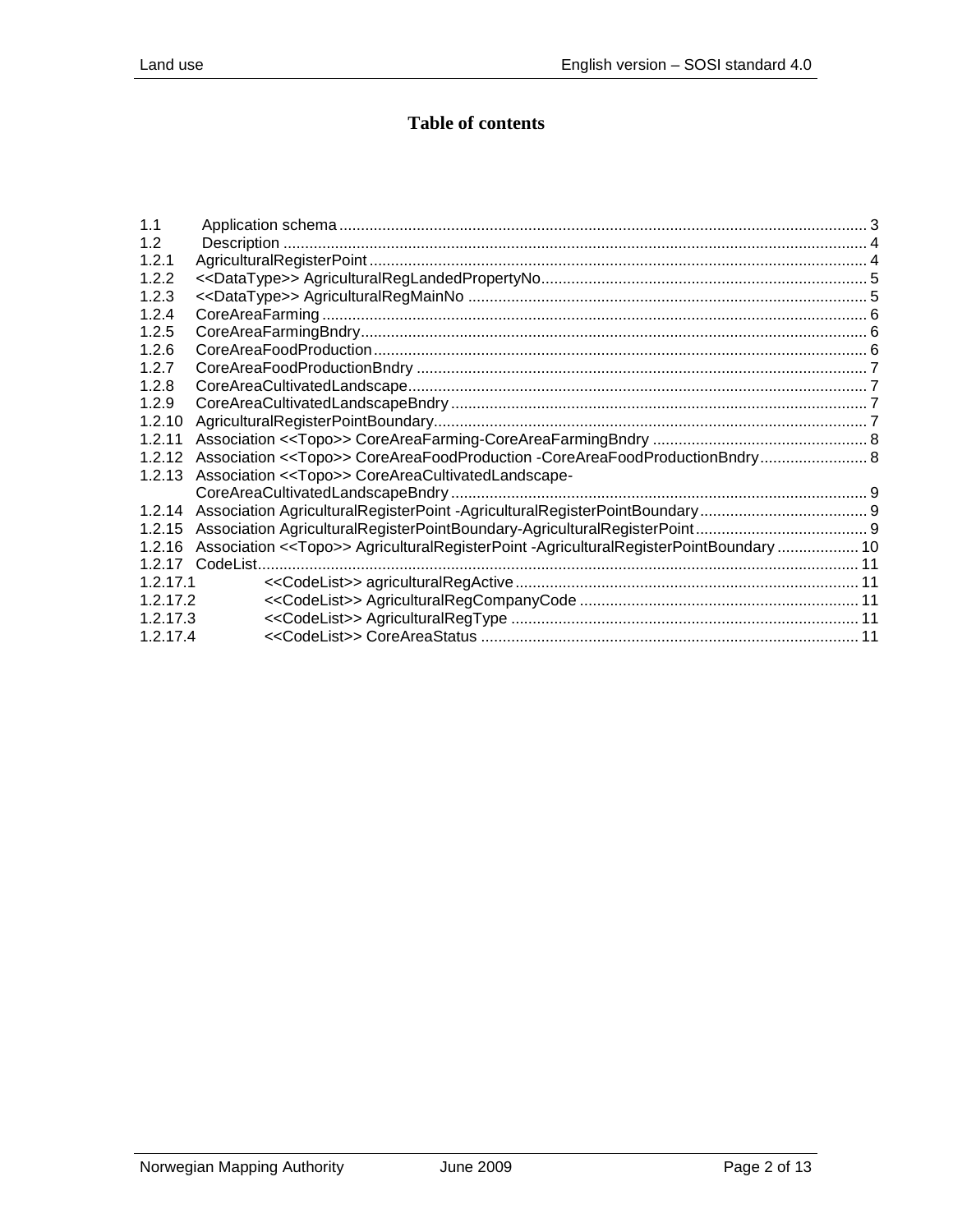# Table of contents

1.1 Application schema ........ 3
1.2 Description ........ 4
1.2.1 AgriculturalRegisterPoint ........ 4
1.2.2 <<DataType>> AgriculturalRegLandedPropertyNo ........ 5
1.2.3 <<DataType>> AgriculturalRegMainNo ........ 5
1.2.4 CoreAreaFarming ........ 6
1.2.5 CoreAreaFarmingBndry ........ 6
1.2.6 CoreAreaFoodProduction ........ 6
1.2.7 CoreAreaFoodProductionBndry ........ 7
1.2.8 CoreAreaCultivatedLandscape ........ 7
1.2.9 CoreAreaCultivatedLandscapeBndry ........ 7
1.2.10 AgriculturalRegisterPointBoundary ........ 7
1.2.11 Association <<Topo>> CoreAreaFarming-CoreAreaFarmingBndry ........ 8
1.2.12 Association <<Topo>> CoreAreaFoodProduction -CoreAreaFoodProductionBndry ........ 8
1.2.13 Association <<Topo>> CoreAreaCultivatedLandscape-CoreAreaCultivatedLandscapeBndry ........ 9
1.2.14 Association AgriculturalRegisterPoint -AgriculturalRegisterPointBoundary ........ 9
1.2.15 Association AgriculturalRegisterPointBoundary-AgriculturalRegisterPoint ........ 9
1.2.16 Association <<Topo>> AgriculturalRegisterPoint -AgriculturalRegisterPointBoundary ........ 10
1.2.17 CodeList ........ 11
1.2.17.1 <<CodeList>> agriculturalRegActive ........ 11
1.2.17.2 <<CodeList>> AgriculturalRegCompanyCode ........ 11
1.2.17.3 <<CodeList>> AgriculturalRegType ........ 11
1.2.17.4 <<CodeList>> CoreAreaStatus ........ 11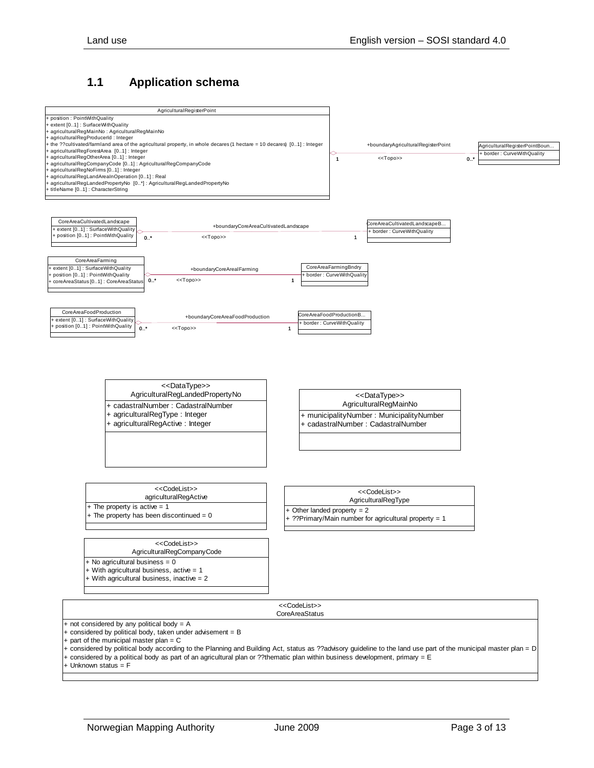## 1.1 Application schema

**AgriculturalRegisterPoint**

- + position : PointWithQuality
- + extent [0..1] : SurfaceWithQuality
- + agriculturalRegMainNo : AgriculturalRegMainNo
- + agriculturalRegProducerId : Integer
- + the ??cultivated/farmland area of the agricultural property, in whole decares (1 hectare = 10 decares) [0..1] : Integer
- + agriculturalRegForestArea [0..1] : Integer
- + agriculturalRegOtherArea [0..1] : Integer
- + agriculturalRegCompanyCode [0..1] : AgriculturalRegCompanyCode
- + agriculturalRegNoFirms [0..1] : Integer
- + agriculturalRegLandAreaInOperation [0..1] : Real
- + agriculturalRegLandedPropertyNo [0..*] : AgriculturalRegLandedPropertyNo
- + titleName [0..1] : CharacterString

Association: +boundaryAgriculturalRegisterPoint <<Topo>> (1 – 0..*)

**AgriculturalRegisterPointBoun...**

- + border : CurveWithQuality

**CoreAreaCultivatedLandscape**

- + extent [0..1] : SurfaceWithQuality
- + position [0..1] : PointWithQuality

Association: +boundaryCoreAreaCultivatedLandscape <<Topo>> (0..* – 1)

**CoreAreaCultivatedLandscapeB...**

- + border : CurveWithQuality

**CoreAreaFarming**

- + extent [0..1] : SurfaceWithQuality
- + position [0..1] : PointWithQuality
- + coreAreaStatus [0..1] : CoreAreaStatus

Association: +boundaryCoreArealFarming <<Topo>> (0..* – 1)

**CoreAreaFarmingBndry**

- + border : CurveWithQuality

**CoreAreaFoodProduction**

- + extent [0..1] : SurfaceWithQuality
- + position [0..1] : PointWithQuality

Association: +boundaryCoreAreaFoodProduction <<Topo>> (0..* – 1)

**CoreAreaFoodProductionB...**

- + border : CurveWithQuality

**<<DataType>> AgriculturalRegLandedPropertyNo**

- + cadastralNumber : CadastralNumber
- + agriculturalRegType : Integer
- + agriculturalRegActive : Integer

**<<DataType>> AgriculturalRegMainNo**

- + municipalityNumber : MunicipalityNumber
- + cadastralNumber : CadastralNumber

**<<CodeList>> agriculturalRegActive**

- + The property is active = 1
- + The property has been discontinued = 0

**<<CodeList>> AgriculturalRegType**

- + Other landed property = 2
- + ??Primary/Main number for agricultural property = 1

**<<CodeList>> AgriculturalRegCompanyCode**

- + No agricultural business = 0
- + With agricultural business, active = 1
- + With agricultural business, inactive = 2

**<<CodeList>> CoreAreaStatus**

- + not considered by any political body = A
- + considered by political body, taken under advisement = B
- + part of the municipal master plan = C
- + considered by political body according to the Planning and Building Act, status as ??advisory guideline to the land use part of the municipal master plan = D
- + considered by a political body as part of an agricultural plan or ??thematic plan within business development, primary = E
- + Unknown status = F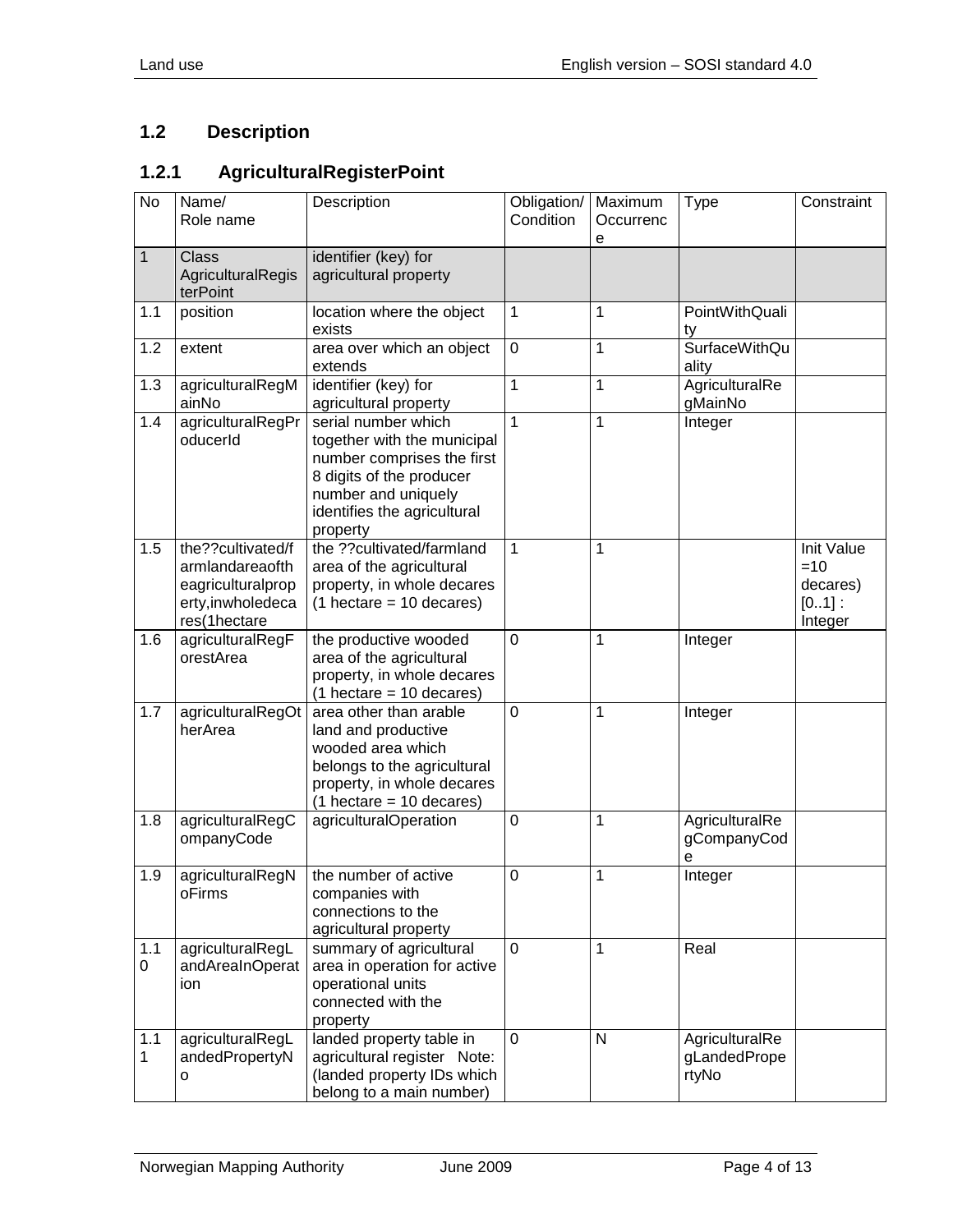## 1.2 Description

### 1.2.1 AgriculturalRegisterPoint

| No | Name/ Role name | Description | Obligation/ Condition | Maximum Occurrence | Type | Constraint |
|---|---|---|---|---|---|---|
| 1 | Class AgriculturalRegisterPoint | identifier (key) for agricultural property | | | | |
| 1.1 | position | location where the object exists | 1 | 1 | PointWithQuality | |
| 1.2 | extent | area over which an object extends | 0 | 1 | SurfaceWithQuality | |
| 1.3 | agriculturalRegMainNo | identifier (key) for agricultural property | 1 | 1 | AgriculturalRegMainNo | |
| 1.4 | agriculturalRegProducerId | serial number which together with the municipal number comprises the first 8 digits of the producer number and uniquely identifies the agricultural property | 1 | 1 | Integer | |
| 1.5 | the??cultivated/farmlandareaoftheagriculturalproperty,inwholedecares(1hectare | the ??cultivated/farmland area of the agricultural property, in whole decares (1 hectare = 10 decares) | 1 | 1 | | Init Value =10 decares) [0..1] : Integer |
| 1.6 | agriculturalRegForestArea | the productive wooded area of the agricultural property, in whole decares (1 hectare = 10 decares) | 0 | 1 | Integer | |
| 1.7 | agriculturalRegOtherArea | area other than arable land and productive wooded area which belongs to the agricultural property, in whole decares (1 hectare = 10 decares) | 0 | 1 | Integer | |
| 1.8 | agriculturalRegCompanyCode | agriculturalOperation | 0 | 1 | AgriculturalRegCompanyCode | |
| 1.9 | agriculturalRegNoFirms | the number of active companies with connections to the agricultural property | 0 | 1 | Integer | |
| 1.10 | agriculturalRegLandAreaInOperation | summary of agricultural area in operation for active operational units connected with the property | 0 | 1 | Real | |
| 1.11 | agriculturalRegLandedPropertyNo | landed property table in agricultural register Note: (landed property IDs which belong to a main number) | 0 | N | AgriculturalRegLandedPropertyNo | |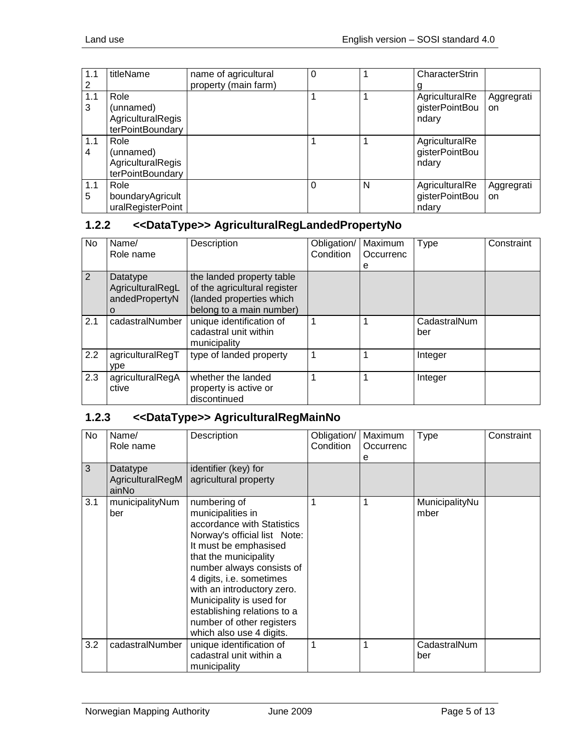| | | | | | | |
|---|---|---|---|---|---|---|
| 1.12 | titleName | name of agricultural property (main farm) | 0 | 1 | CharacterString | |
| 1.13 | Role (unnamed) AgriculturalRegisterPointBoundary | | 1 | 1 | AgriculturalRegisterPointBoundary | Aggregration |
| 1.14 | Role (unnamed) AgriculturalRegisterPointBoundary | | 1 | 1 | AgriculturalRegisterPointBoundary | |
| 1.15 | Role boundaryAgriculturalRegisterPoint | | 0 | N | AgriculturalRegisterPointBoundary | Aggregration |

### 1.2.2 <<DataType>> AgriculturalRegLandedPropertyNo

| No | Name/ Role name | Description | Obligation/ Condition | Maximum Occurrence | Type | Constraint |
|---|---|---|---|---|---|---|
| 2 | Datatype AgriculturalRegLandedPropertyNo | the landed property table of the agricultural register (landed properties which belong to a main number) | | | | |
| 2.1 | cadastralNumber | unique identification of cadastral unit within municipality | 1 | 1 | CadastralNumber | |
| 2.2 | agriculturalRegType | type of landed property | 1 | 1 | Integer | |
| 2.3 | agriculturalRegActive | whether the landed property is active or discontinued | 1 | 1 | Integer | |

### 1.2.3 <<DataType>> AgriculturalRegMainNo

| No | Name/ Role name | Description | Obligation/ Condition | Maximum Occurrence | Type | Constraint |
|---|---|---|---|---|---|---|
| 3 | Datatype AgriculturalRegMainNo | identifier (key) for agricultural property | | | | |
| 3.1 | municipalityNumber | numbering of municipalities in accordance with Statistics Norway's official list Note: It must be emphasised that the municipality number always consists of 4 digits, i.e. sometimes with an introductory zero. Municipality is used for establishing relations to a number of other registers which also use 4 digits. | 1 | 1 | MunicipalityNumber | |
| 3.2 | cadastralNumber | unique identification of cadastral unit within a municipality | 1 | 1 | CadastralNumber | |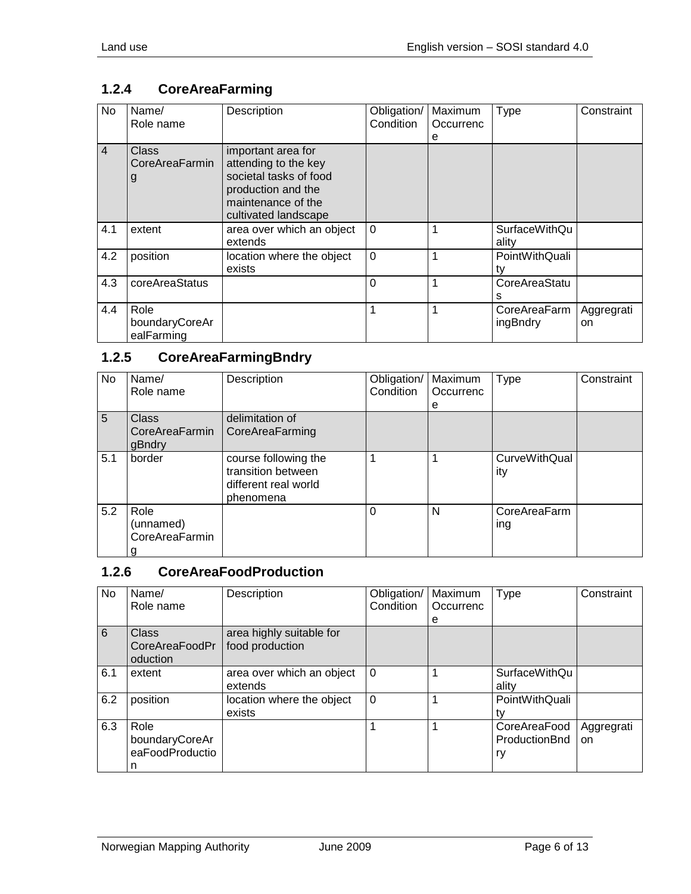### 1.2.4 CoreAreaFarming

| No | Name/ Role name | Description | Obligation/ Condition | Maximum Occurrence | Type | Constraint |
|---|---|---|---|---|---|---|
| 4 | Class CoreAreaFarming | important area for attending to the key societal tasks of food production and the maintenance of the cultivated landscape | | | | |
| 4.1 | extent | area over which an object extends | 0 | 1 | SurfaceWithQuality | |
| 4.2 | position | location where the object exists | 0 | 1 | PointWithQuality | |
| 4.3 | coreAreaStatus | | 0 | 1 | CoreAreaStatus | |
| 4.4 | Role boundaryCoreArealFarming | | 1 | 1 | CoreAreaFarmingBndry | Aggregration |

### 1.2.5 CoreAreaFarmingBndry

| No | Name/ Role name | Description | Obligation/ Condition | Maximum Occurrence | Type | Constraint |
|---|---|---|---|---|---|---|
| 5 | Class CoreAreaFarmingBndry | delimitation of CoreAreaFarming | | | | |
| 5.1 | border | course following the transition between different real world phenomena | 1 | 1 | CurveWithQuality | |
| 5.2 | Role (unnamed) CoreAreaFarming | | 0 | N | CoreAreaFarming | |

### 1.2.6 CoreAreaFoodProduction

| No | Name/ Role name | Description | Obligation/ Condition | Maximum Occurrence | Type | Constraint |
|---|---|---|---|---|---|---|
| 6 | Class CoreAreaFoodProduction | area highly suitable for food production | | | | |
| 6.1 | extent | area over which an object extends | 0 | 1 | SurfaceWithQuality | |
| 6.2 | position | location where the object exists | 0 | 1 | PointWithQuality | |
| 6.3 | Role boundaryCoreAreaFoodProduction | | 1 | 1 | CoreAreaFoodProductionBndry | Aggregration |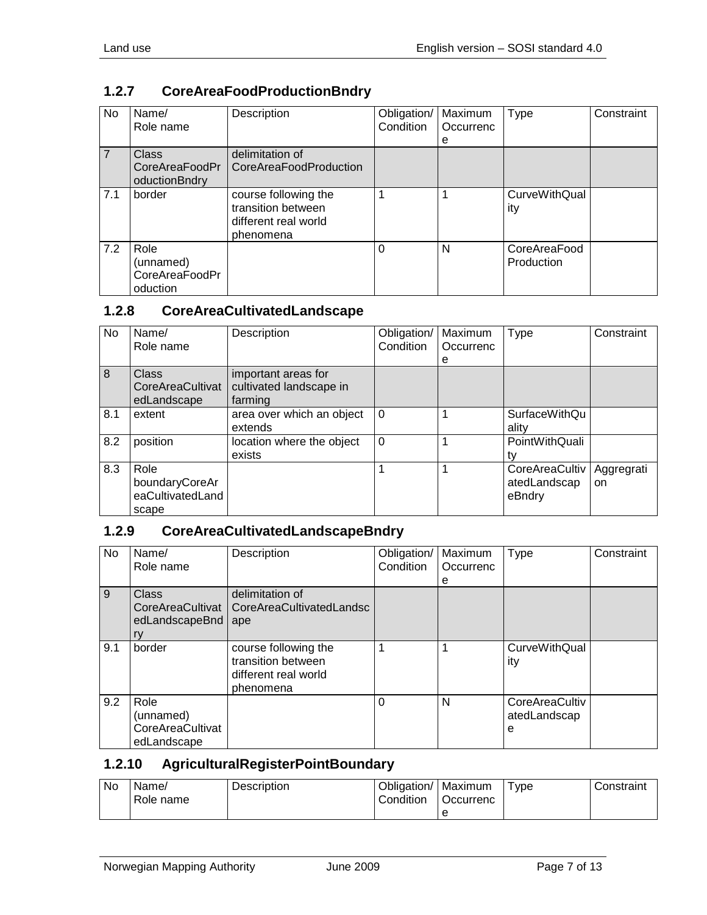### 1.2.7 CoreAreaFoodProductionBndry

| No | Name/ Role name | Description | Obligation/ Condition | Maximum Occurrence | Type | Constraint |
|---|---|---|---|---|---|---|
| 7 | Class CoreAreaFoodProductionBndry | delimitation of CoreAreaFoodProduction | | | | |
| 7.1 | border | course following the transition between different real world phenomena | 1 | 1 | CurveWithQuality | |
| 7.2 | Role (unnamed) CoreAreaFoodProduction | | 0 | N | CoreAreaFoodProduction | |

### 1.2.8 CoreAreaCultivatedLandscape

| No | Name/ Role name | Description | Obligation/ Condition | Maximum Occurrence | Type | Constraint |
|---|---|---|---|---|---|---|
| 8 | Class CoreAreaCultivatedLandscape | important areas for cultivated landscape in farming | | | | |
| 8.1 | extent | area over which an object extends | 0 | 1 | SurfaceWithQuality | |
| 8.2 | position | location where the object exists | 0 | 1 | PointWithQuality | |
| 8.3 | Role boundaryCoreAreaCultivatedLandscape | | 1 | 1 | CoreAreaCultivatedLandscapeBndry | Aggregration |

### 1.2.9 CoreAreaCultivatedLandscapeBndry

| No | Name/ Role name | Description | Obligation/ Condition | Maximum Occurrence | Type | Constraint |
|---|---|---|---|---|---|---|
| 9 | Class CoreAreaCultivatedLandscapeBndry | delimitation of CoreAreaCultivatedLandscape | | | | |
| 9.1 | border | course following the transition between different real world phenomena | 1 | 1 | CurveWithQuality | |
| 9.2 | Role (unnamed) CoreAreaCultivatedLandscape | | 0 | N | CoreAreaCultivatedLandscape | |

### 1.2.10 AgriculturalRegisterPointBoundary

| No | Name/ Role name | Description | Obligation/ Condition | Maximum Occurrence | Type | Constraint |
|---|---|---|---|---|---|---|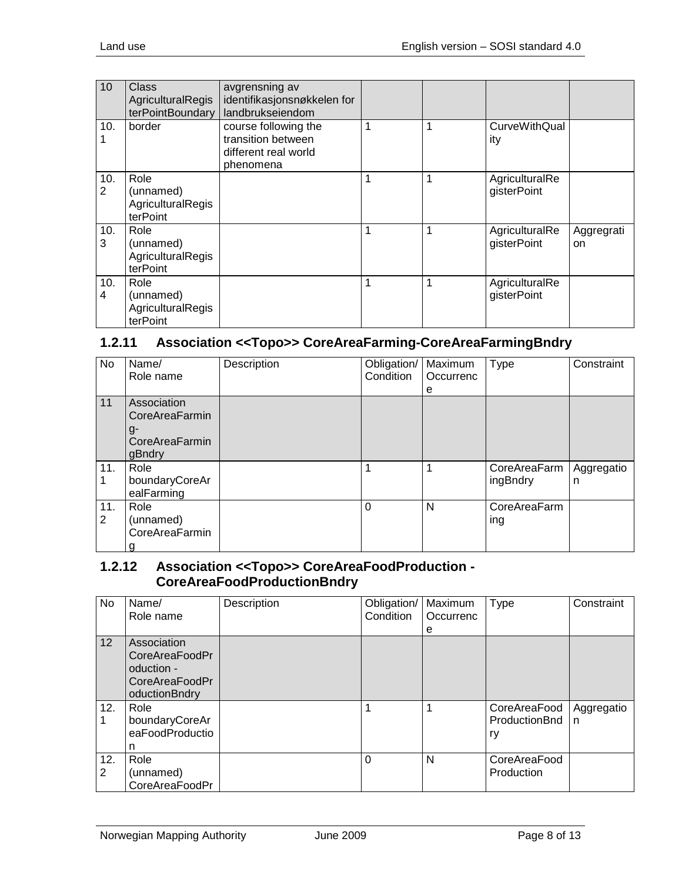| 10 | Class AgriculturalRegisterPointBoundary | avgrensning av identifikasjonsnøkkelen for landbrukseiendom | | | | |
|---|---|---|---|---|---|---|
| 10.1 | border | course following the transition between different real world phenomena | 1 | 1 | CurveWithQuality | |
| 10.2 | Role (unnamed) AgriculturalRegisterPoint | | 1 | 1 | AgriculturalRegisterPoint | |
| 10.3 | Role (unnamed) AgriculturalRegisterPoint | | 1 | 1 | AgriculturalRegisterPoint | Aggregration |
| 10.4 | Role (unnamed) AgriculturalRegisterPoint | | 1 | 1 | AgriculturalRegisterPoint | |

### 1.2.11 Association <<Topo>> CoreAreaFarming-CoreAreaFarmingBndry

| No | Name/ Role name | Description | Obligation/ Condition | Maximum Occurrence | Type | Constraint |
|---|---|---|---|---|---|---|
| 11 | Association CoreAreaFarming-CoreAreaFarmingBndry | | | | | |
| 11.1 | Role boundaryCoreArealFarming | | 1 | 1 | CoreAreaFarmingBndry | Aggregation |
| 11.2 | Role (unnamed) CoreAreaFarming | | 0 | N | CoreAreaFarming | |

### 1.2.12 Association <<Topo>> CoreAreaFoodProduction - CoreAreaFoodProductionBndry

| No | Name/ Role name | Description | Obligation/ Condition | Maximum Occurrence | Type | Constraint |
|---|---|---|---|---|---|---|
| 12 | Association CoreAreaFoodProduction - CoreAreaFoodProductionBndry | | | | | |
| 12.1 | Role boundaryCoreAreaFoodProduction | | 1 | 1 | CoreAreaFoodProductionBndry | Aggregation |
| 12.2 | Role (unnamed) CoreAreaFoodPr | | 0 | N | CoreAreaFood Production | |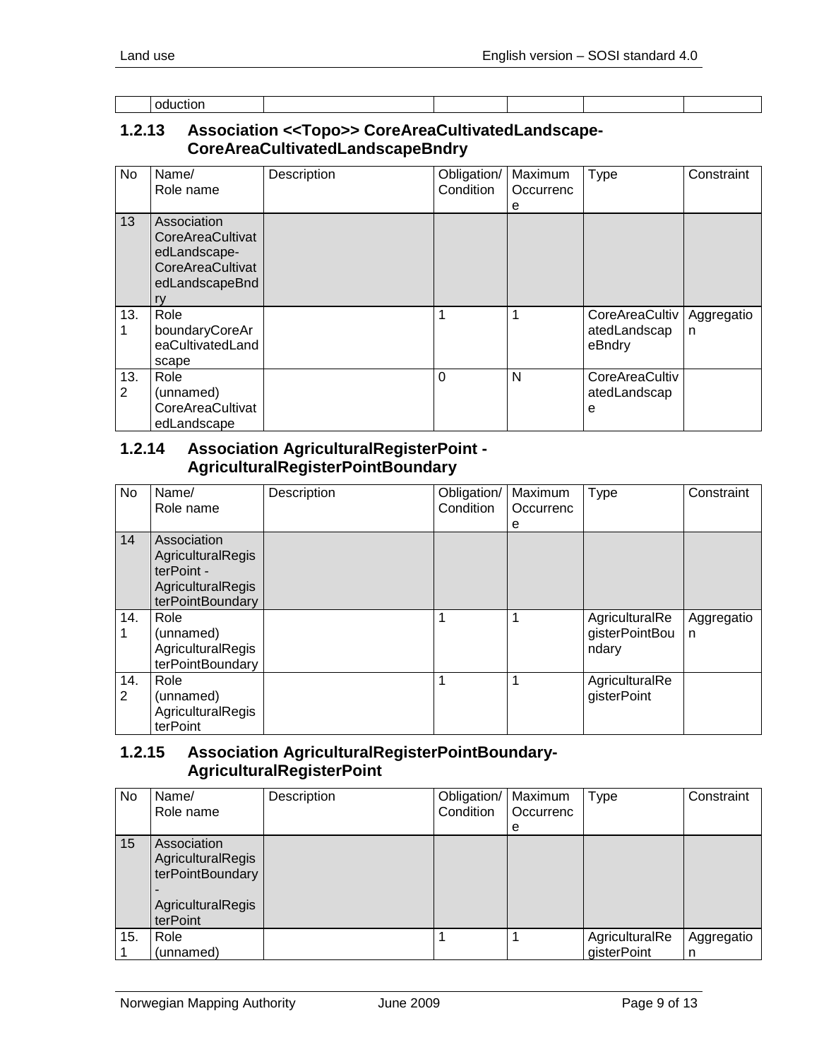| | oduction | | | | | |
|---|---|---|---|---|---|---|

### 1.2.13 Association <<Topo>> CoreAreaCultivatedLandscape-CoreAreaCultivatedLandscapeBndry

| No | Name/ Role name | Description | Obligation/ Condition | Maximum Occurrence | Type | Constraint |
|---|---|---|---|---|---|---|
| 13 | Association CoreAreaCultivatedLandscape-CoreAreaCultivatedLandscapeBndry | | | | | |
| 13.1 | Role boundaryCoreAreaCultivatedLandscape | | 1 | 1 | CoreAreaCultivatedLandscapeBndry | Aggregation |
| 13.2 | Role (unnamed) CoreAreaCultivatedLandscape | | 0 | N | CoreAreaCultivatedLandscape | |

### 1.2.14 Association AgriculturalRegisterPoint - AgriculturalRegisterPointBoundary

| No | Name/ Role name | Description | Obligation/ Condition | Maximum Occurrence | Type | Constraint |
|---|---|---|---|---|---|---|
| 14 | Association AgriculturalRegisterPoint - AgriculturalRegisterPointBoundary | | | | | |
| 14.1 | Role (unnamed) AgriculturalRegisterPointBoundary | | 1 | 1 | AgriculturalRegisterPointBoundary | Aggregation |
| 14.2 | Role (unnamed) AgriculturalRegisterPoint | | 1 | 1 | AgriculturalRegisterPoint | |

### 1.2.15 Association AgriculturalRegisterPointBoundary-AgriculturalRegisterPoint

| No | Name/ Role name | Description | Obligation/ Condition | Maximum Occurrence | Type | Constraint |
|---|---|---|---|---|---|---|
| 15 | Association AgriculturalRegisterPointBoundary - AgriculturalRegisterPoint | | | | | |
| 15.1 | Role (unnamed) | | 1 | 1 | AgriculturalRegisterPoint | Aggregation |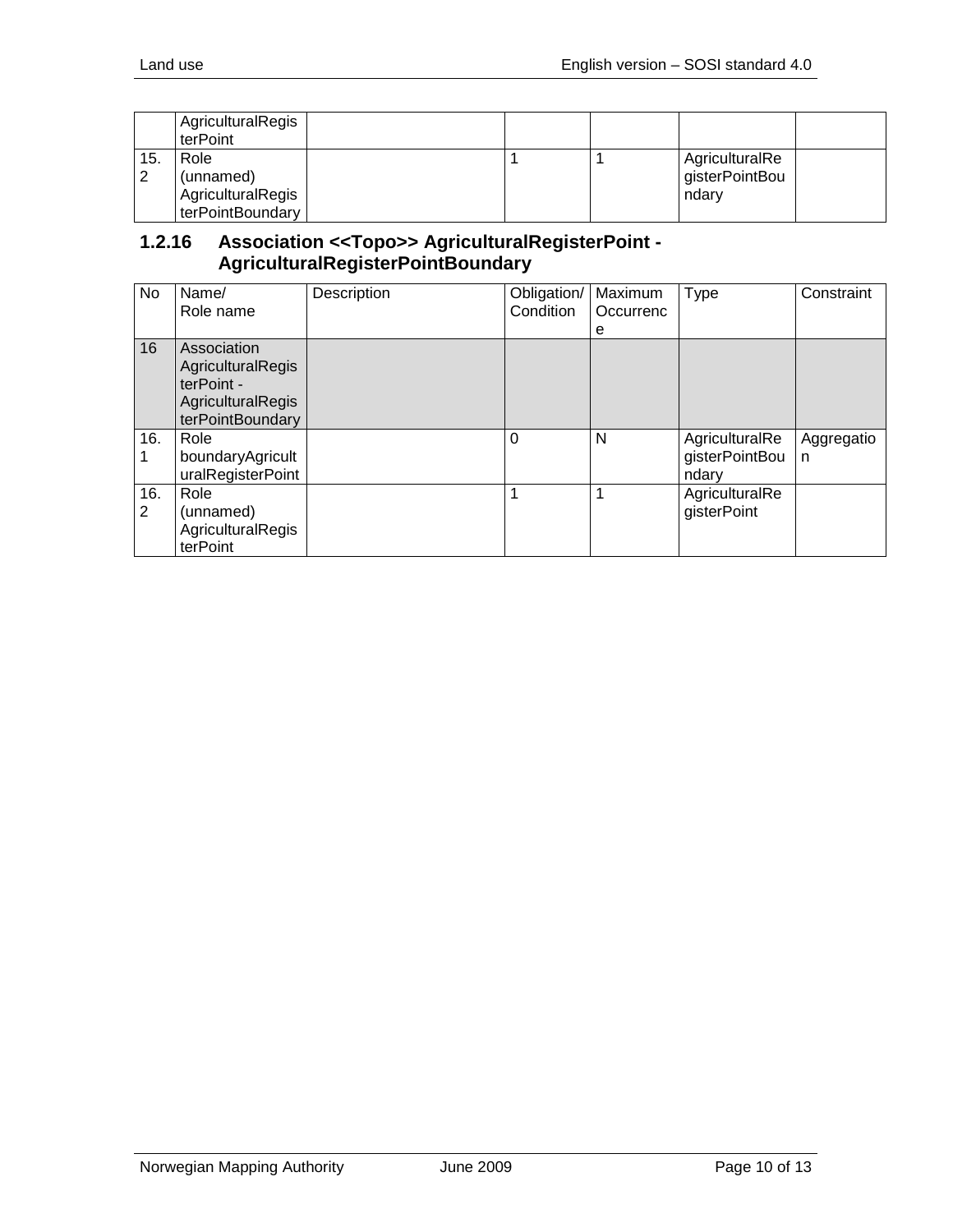| | | | | | | |
|---|---|---|---|---|---|---|
| | AgriculturalRegisterPoint | | | | | |
| 15.2 | Role (unnamed) AgriculturalRegisterPointBoundary | | 1 | 1 | AgriculturalRegisterPointBoundary | |

### 1.2.16 Association <<Topo>> AgriculturalRegisterPoint - AgriculturalRegisterPointBoundary

| No | Name/ Role name | Description | Obligation/ Condition | Maximum Occurrence | Type | Constraint |
|---|---|---|---|---|---|---|
| 16 | Association AgriculturalRegisterPoint - AgriculturalRegisterPointBoundary | | | | | |
| 16.1 | Role boundaryAgriculturalRegisterPoint | | 0 | N | AgriculturalRegisterPointBoundary | Aggregation |
| 16.2 | Role (unnamed) AgriculturalRegisterPoint | | 1 | 1 | AgriculturalRegisterPoint | |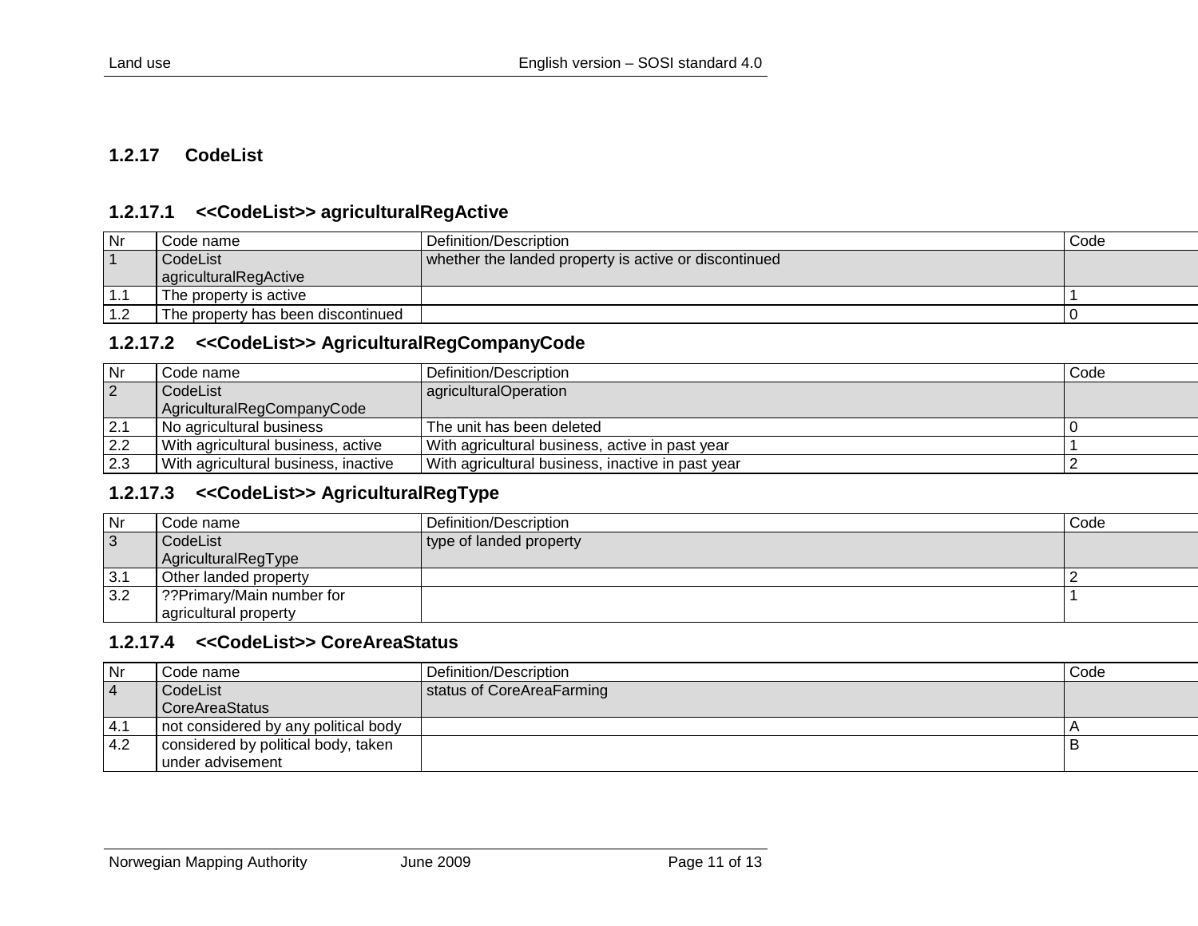### 1.2.17 CodeList

#### 1.2.17.1 <<CodeList>> agriculturalRegActive

| Nr | Code name | Definition/Description | Code |
|---|---|---|---|
| 1 | CodeList agriculturalRegActive | whether the landed property is active or discontinued | |
| 1.1 | The property is active | | 1 |
| 1.2 | The property has been discontinued | | 0 |

#### 1.2.17.2 <<CodeList>> AgriculturalRegCompanyCode

| Nr | Code name | Definition/Description | Code |
|---|---|---|---|
| 2 | CodeList AgriculturalRegCompanyCode | agriculturalOperation | |
| 2.1 | No agricultural business | The unit has been deleted | 0 |
| 2.2 | With agricultural business, active | With agricultural business, active in past year | 1 |
| 2.3 | With agricultural business, inactive | With agricultural business, inactive in past year | 2 |

#### 1.2.17.3 <<CodeList>> AgriculturalRegType

| Nr | Code name | Definition/Description | Code |
|---|---|---|---|
| 3 | CodeList AgriculturalRegType | type of landed property | |
| 3.1 | Other landed property | | 2 |
| 3.2 | ??Primary/Main number for agricultural property | | 1 |

#### 1.2.17.4 <<CodeList>> CoreAreaStatus

| Nr | Code name | Definition/Description | Code |
|---|---|---|---|
| 4 | CodeList CoreAreaStatus | status of CoreAreaFarming | |
| 4.1 | not considered by any political body | | A |
| 4.2 | considered by political body, taken under advisement | | B |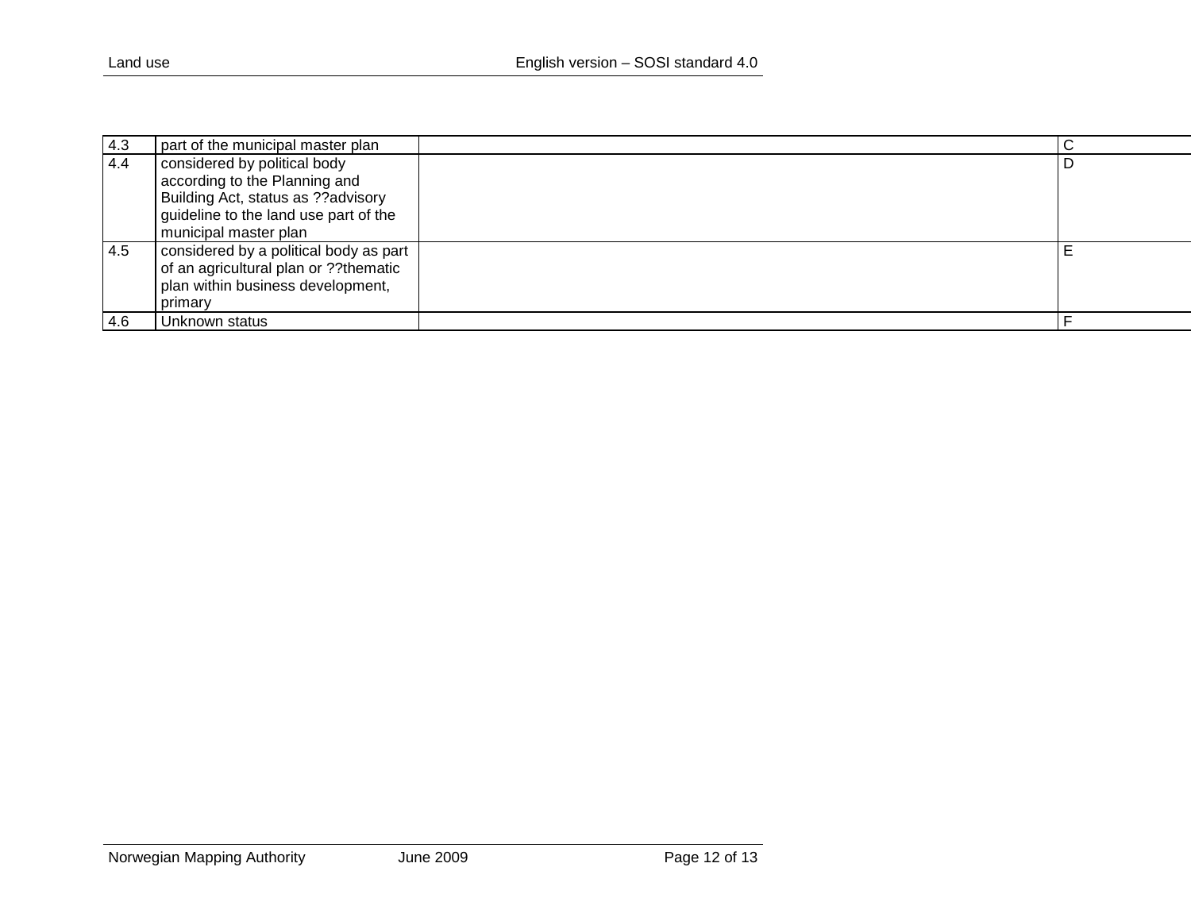| | | | |
|---|---|---|---|
| 4.3 | part of the municipal master plan | | C |
| 4.4 | considered by political body according to the Planning and Building Act, status as ??advisory guideline to the land use part of the municipal master plan | | D |
| 4.5 | considered by a political body as part of an agricultural plan or ??thematic plan within business development, primary | | E |
| 4.6 | Unknown status | | F |